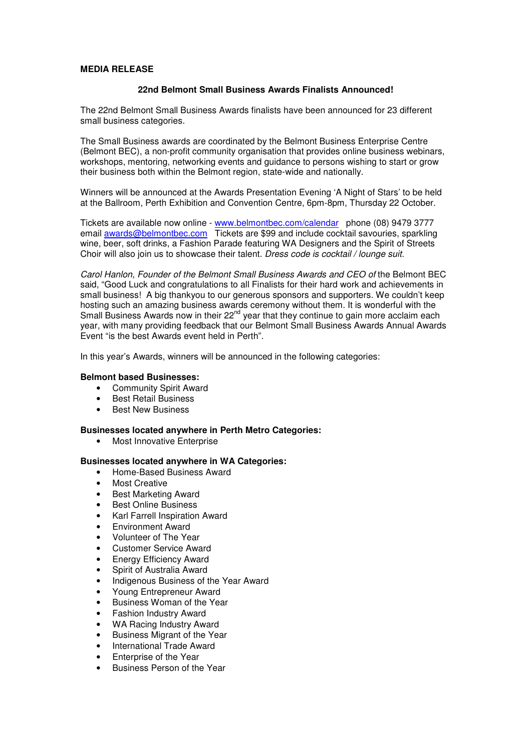**MEDIA RELEASE**

**22nd Belmont Small Business Awards Finalists Announced!**

The 22nd Belmont Small Business Awards finalists have been announced for 23 different small business categories.

The Small Business awards are coordinated by the Belmont Business Enterprise Centre (Belmont BEC), a non-profit community organisation that provides online business webinars, workshops, mentoring, networking events and guidance to persons wishing to start or grow their business both within the Belmont region, state-wide and nationally.

Winners will be announced at the Awards Presentation Evening 'A Night of Stars' to be held at the Ballroom, Perth Exhibition and Convention Centre, 6pm-8pm, Thursday 22 October.

Tickets are available now online - www.belmontbec.com/calendar phone (08) 9479 3777 email awards@belmontbec.com Tickets are $99 and include cocktail savouries, sparkling wine, beer, soft drinks, a Fashion Parade featuring WA Designers and the Spirit of Streets Choir will also join us to showcase their talent. *Dress code is cocktail / lounge suit.*

*Carol Hanlon, Founder of the Belmont Small Business Awards and CEO of* the Belmont BEC said, "Good Luck and congratulations to all Finalists for their hard work and achievements in small business! A big thankyou to our generous sponsors and supporters. We couldn't keep hosting such an amazing business awards ceremony without them. It is wonderful with the Small Business Awards now in their 22nd year that they continue to gain more acclaim each year, with many providing feedback that our Belmont Small Business Awards Annual Awards Event "is the best Awards event held in Perth".

In this year's Awards, winners will be announced in the following categories:

**Belmont based Businesses:**

- Community Spirit Award
- Best Retail Business
- Best New Business

**Businesses located anywhere in Perth Metro Categories:**

- Most Innovative Enterprise

**Businesses located anywhere in WA Categories:**

- Home-Based Business Award
- Most Creative
- Best Marketing Award
- Best Online Business
- Karl Farrell Inspiration Award
- Environment Award
- Volunteer of The Year
- Customer Service Award
- Energy Efficiency Award
- Spirit of Australia Award
- Indigenous Business of the Year Award
- Young Entrepreneur Award
- Business Woman of the Year
- Fashion Industry Award
- WA Racing Industry Award
- Business Migrant of the Year
- International Trade Award
- Enterprise of the Year
- Business Person of the Year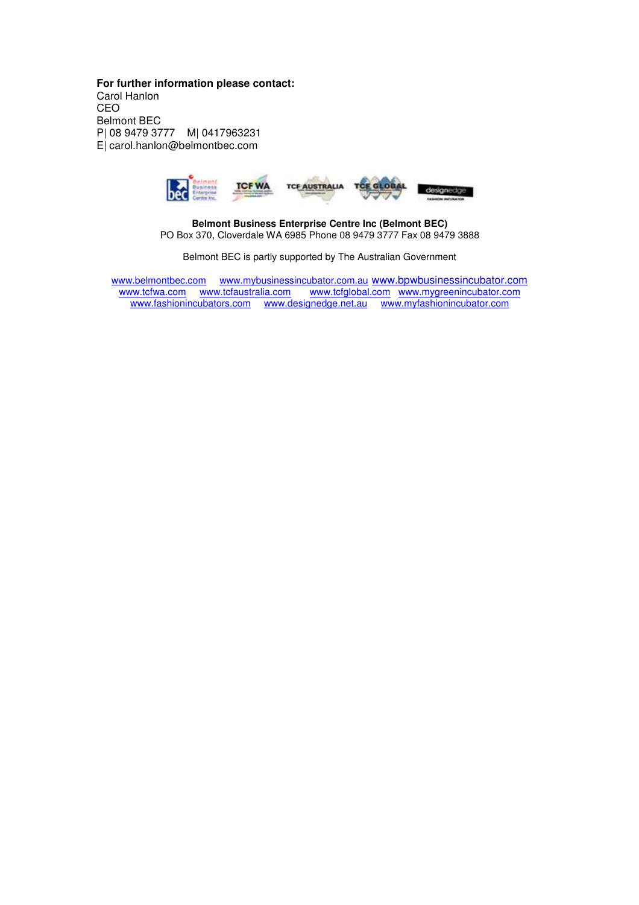**For further information please contact:**
Carol Hanlon
CEO
Belmont BEC
P| 08 9479 3777 M| 0417963231
E| carol.hanlon@belmontbec.com

**Belmont Business Enterprise Centre Inc (Belmont BEC)**
PO Box 370, Cloverdale WA 6985 Phone 08 9479 3777 Fax 08 9479 3888

Belmont BEC is partly supported by The Australian Government

www.belmontbec.com www.mybusinessincubator.com.au www.bpwbusinessincubator.com
www.tcfwa.com www.tcfaustralia.com www.tcfglobal.com www.mygreenincubator.com
www.fashionincubators.com www.designedge.net.au www.myfashionincubator.com